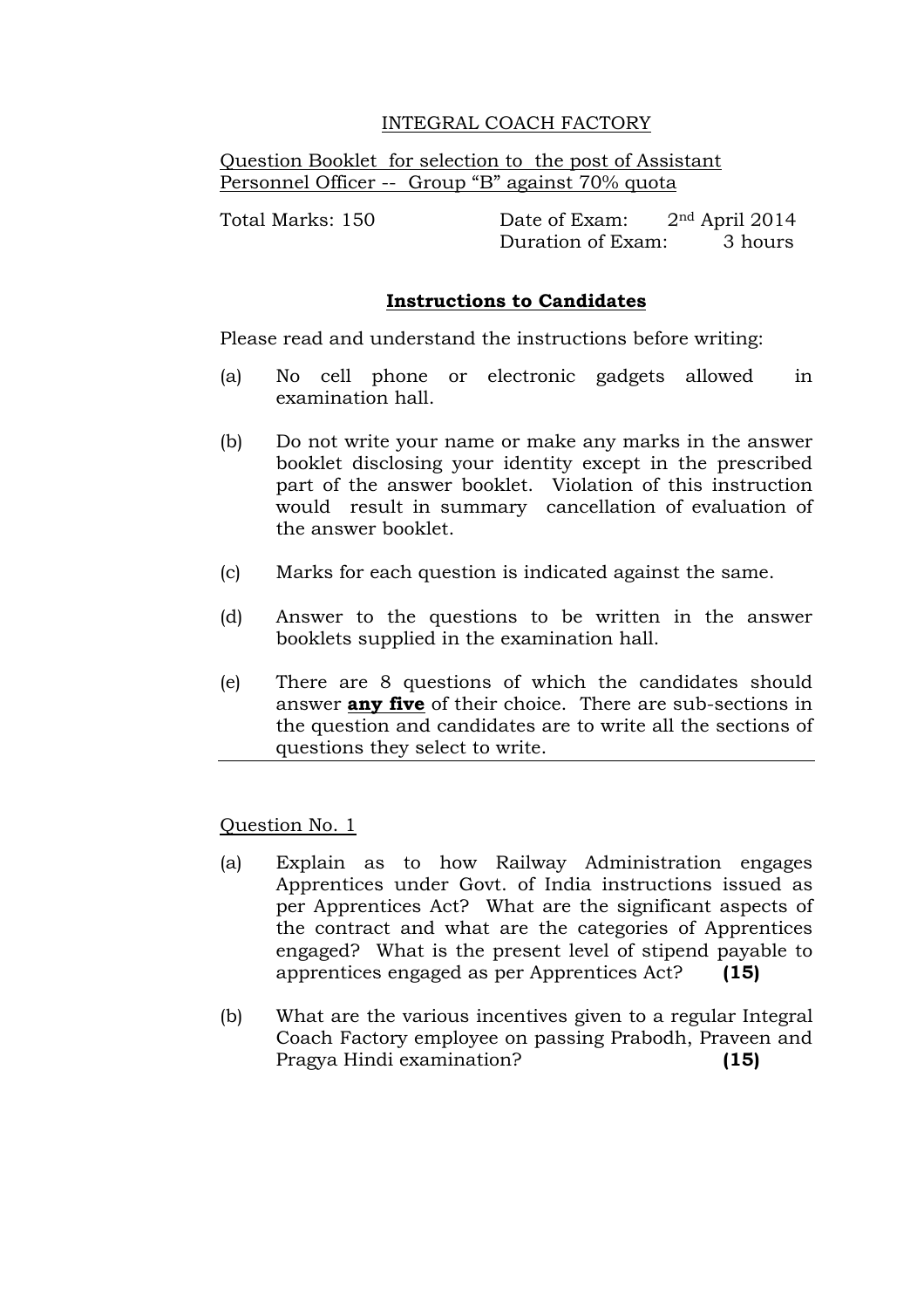# INTEGRAL COACH FACTORY

Question Booklet for selection to the post of Assistant Personnel Officer -- Group "B" against 70% quota

Total Marks: 150

Date of Exam: 2nd April 2014
Duration of Exam: 3 hours

## Instructions to Candidates

Please read and understand the instructions before writing:

(a) No cell phone or electronic gadgets allowed in examination hall.

(b) Do not write your name or make any marks in the answer booklet disclosing your identity except in the prescribed part of the answer booklet. Violation of this instruction would result in summary cancellation of evaluation of the answer booklet.

(c) Marks for each question is indicated against the same.

(d) Answer to the questions to be written in the answer booklets supplied in the examination hall.

(e) There are 8 questions of which the candidates should answer **any five** of their choice. There are sub-sections in the question and candidates are to write all the sections of questions they select to write.

---

Question No. 1

(a) Explain as to how Railway Administration engages Apprentices under Govt. of India instructions issued as per Apprentices Act? What are the significant aspects of the contract and what are the categories of Apprentices engaged? What is the present level of stipend payable to apprentices engaged as per Apprentices Act? **(15)**

(b) What are the various incentives given to a regular Integral Coach Factory employee on passing Prabodh, Praveen and Pragya Hindi examination? **(15)**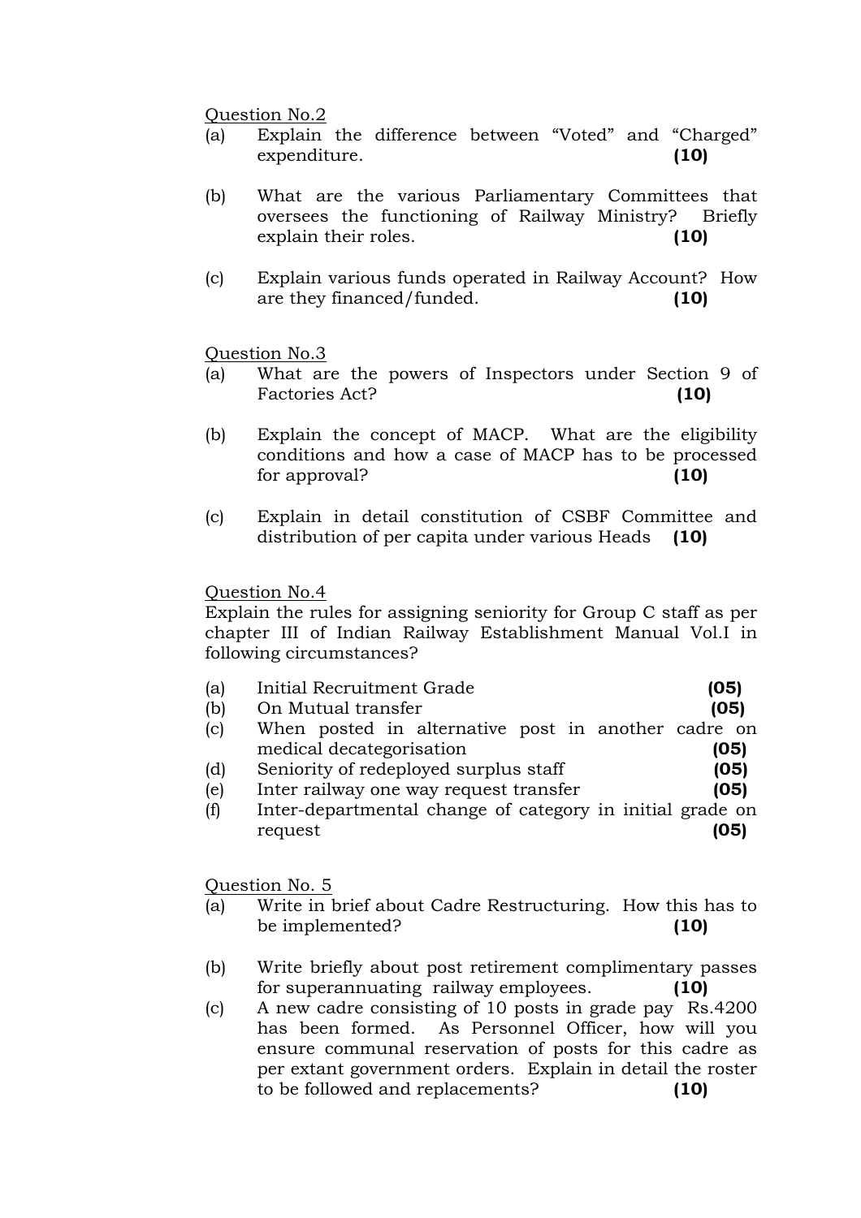Question No.2

(a) Explain the difference between "Voted" and "Charged" expenditure. **(10)**

(b) What are the various Parliamentary Committees that oversees the functioning of Railway Ministry? Briefly explain their roles. **(10)**

(c) Explain various funds operated in Railway Account? How are they financed/funded. **(10)**

Question No.3

(a) What are the powers of Inspectors under Section 9 of Factories Act? **(10)**

(b) Explain the concept of MACP. What are the eligibility conditions and how a case of MACP has to be processed for approval? **(10)**

(c) Explain in detail constitution of CSBF Committee and distribution of per capita under various Heads **(10)**

Question No.4

Explain the rules for assigning seniority for Group C staff as per chapter III of Indian Railway Establishment Manual Vol.I in following circumstances?

(a) Initial Recruitment Grade **(05)**

(b) On Mutual transfer **(05)**

(c) When posted in alternative post in another cadre on medical decategorisation **(05)**

(d) Seniority of redeployed surplus staff **(05)**

(e) Inter railway one way request transfer **(05)**

(f) Inter-departmental change of category in initial grade on request **(05)**

Question No. 5

(a) Write in brief about Cadre Restructuring. How this has to be implemented? **(10)**

(b) Write briefly about post retirement complimentary passes for superannuating railway employees. **(10)**

(c) A new cadre consisting of 10 posts in grade pay Rs.4200 has been formed. As Personnel Officer, how will you ensure communal reservation of posts for this cadre as per extant government orders. Explain in detail the roster to be followed and replacements? **(10)**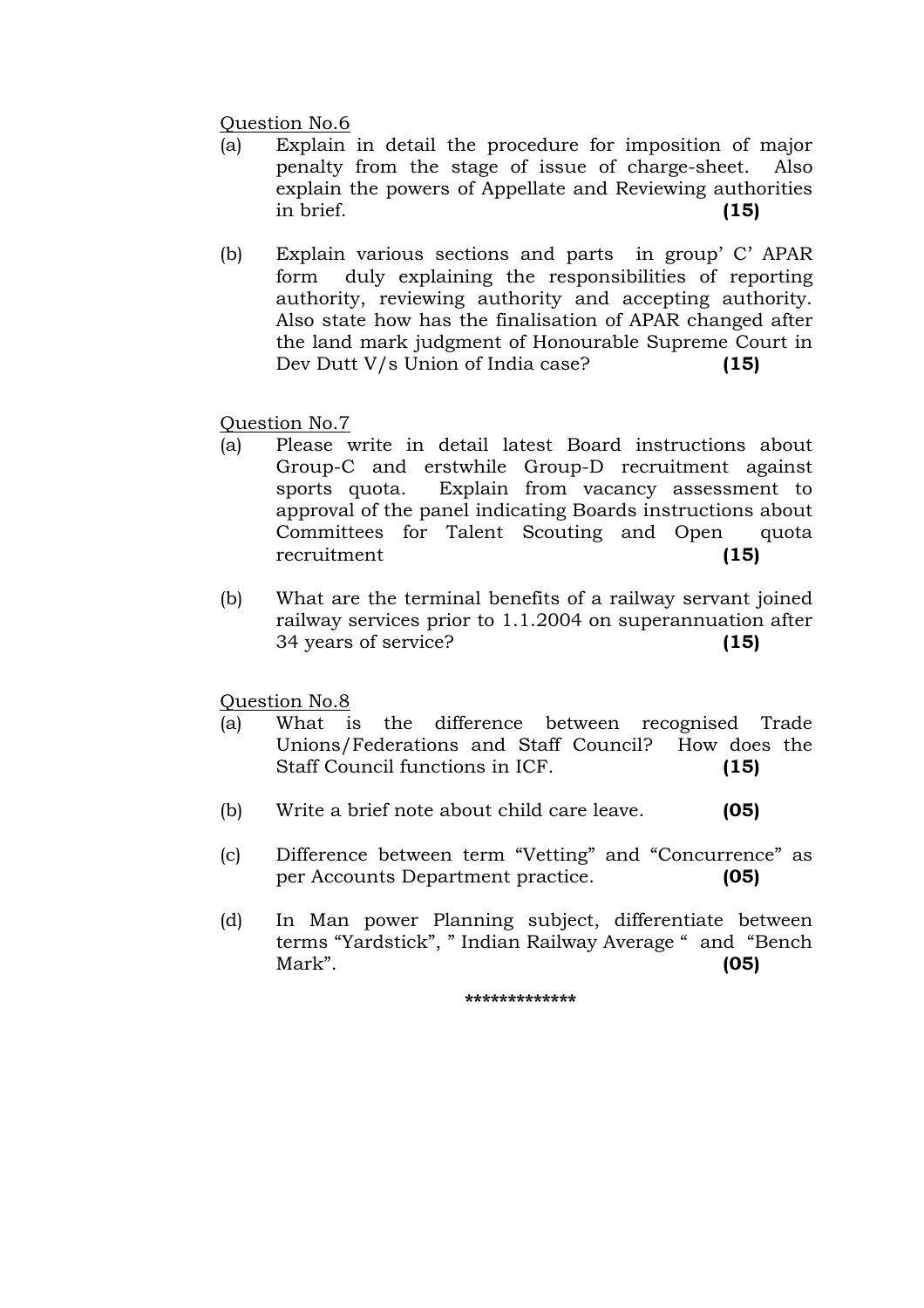Question No.6

(a) Explain in detail the procedure for imposition of major penalty from the stage of issue of charge-sheet. Also explain the powers of Appellate and Reviewing authorities in brief. **(15)**

(b) Explain various sections and parts in group' C' APAR form duly explaining the responsibilities of reporting authority, reviewing authority and accepting authority. Also state how has the finalisation of APAR changed after the land mark judgment of Honourable Supreme Court in Dev Dutt V/s Union of India case? **(15)**

Question No.7

(a) Please write in detail latest Board instructions about Group-C and erstwhile Group-D recruitment against sports quota. Explain from vacancy assessment to approval of the panel indicating Boards instructions about Committees for Talent Scouting and Open quota recruitment **(15)**

(b) What are the terminal benefits of a railway servant joined railway services prior to 1.1.2004 on superannuation after 34 years of service? **(15)**

Question No.8

(a) What is the difference between recognised Trade Unions/Federations and Staff Council? How does the Staff Council functions in ICF. **(15)**

(b) Write a brief note about child care leave. **(05)**

(c) Difference between term "Vetting" and "Concurrence" as per Accounts Department practice. **(05)**

(d) In Man power Planning subject, differentiate between terms "Yardstick", " Indian Railway Average " and "Bench Mark". **(05)**

*************